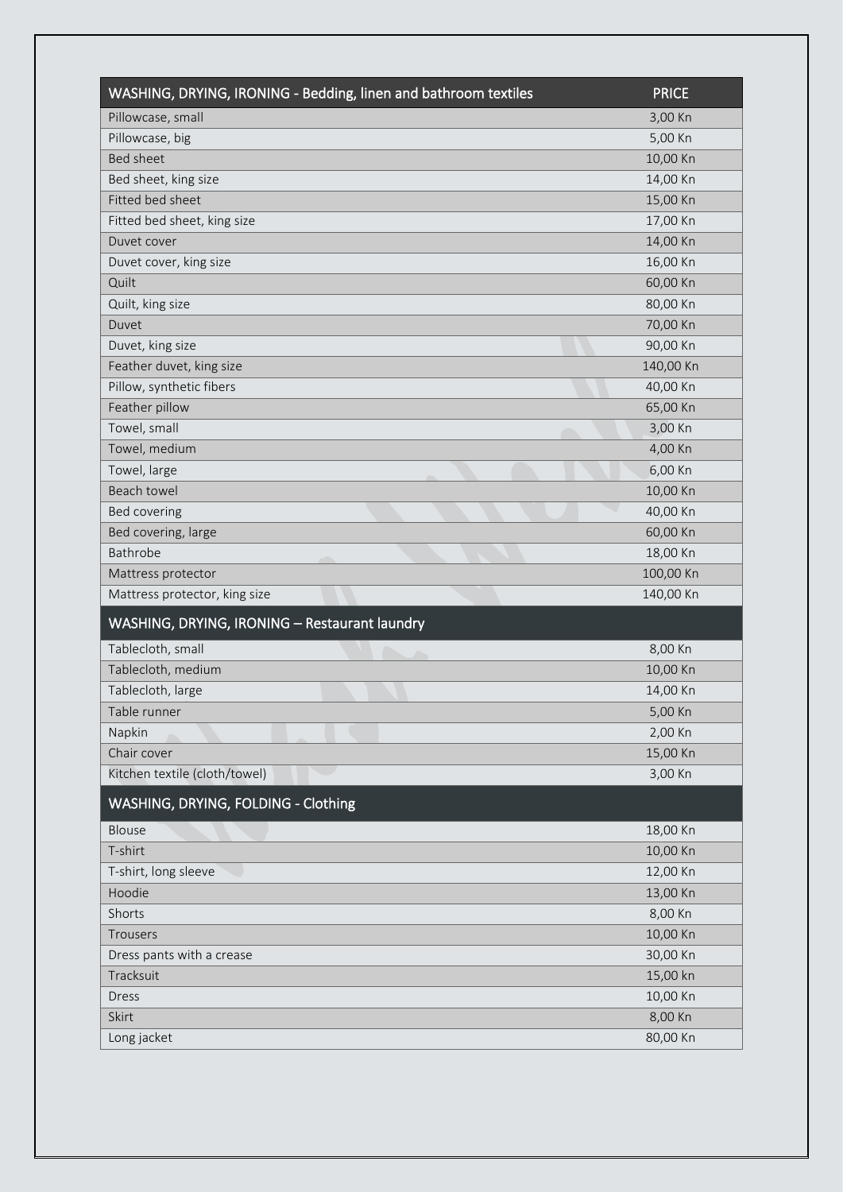| WASHING, DRYING, IRONING - Bedding, linen and bathroom textiles | PRICE |
|---|---|
| Pillowcase, small | 3,00 Kn |
| Pillowcase, big | 5,00 Kn |
| Bed sheet | 10,00 Kn |
| Bed sheet, king size | 14,00 Kn |
| Fitted bed sheet | 15,00 Kn |
| Fitted bed sheet, king size | 17,00 Kn |
| Duvet cover | 14,00 Kn |
| Duvet cover, king size | 16,00 Kn |
| Quilt | 60,00 Kn |
| Quilt, king size | 80,00 Kn |
| Duvet | 70,00 Kn |
| Duvet, king size | 90,00 Kn |
| Feather duvet, king size | 140,00 Kn |
| Pillow, synthetic fibers | 40,00 Kn |
| Feather pillow | 65,00 Kn |
| Towel, small | 3,00 Kn |
| Towel, medium | 4,00 Kn |
| Towel, large | 6,00 Kn |
| Beach towel | 10,00 Kn |
| Bed covering | 40,00 Kn |
| Bed covering, large | 60,00 Kn |
| Bathrobe | 18,00 Kn |
| Mattress protector | 100,00 Kn |
| Mattress protector, king size | 140,00 Kn |
| **WASHING, DRYING, IRONING – Restaurant laundry** | |
| Tablecloth, small | 8,00 Kn |
| Tablecloth, medium | 10,00 Kn |
| Tablecloth, large | 14,00 Kn |
| Table runner | 5,00 Kn |
| Napkin | 2,00 Kn |
| Chair cover | 15,00 Kn |
| Kitchen textile (cloth/towel) | 3,00 Kn |
| **WASHING, DRYING, FOLDING - Clothing** | |
| Blouse | 18,00 Kn |
| T-shirt | 10,00 Kn |
| T-shirt, long sleeve | 12,00 Kn |
| Hoodie | 13,00 Kn |
| Shorts | 8,00 Kn |
| Trousers | 10,00 Kn |
| Dress pants with a crease | 30,00 Kn |
| Tracksuit | 15,00 kn |
| Dress | 10,00 Kn |
| Skirt | 8,00 Kn |
| Long jacket | 80,00 Kn |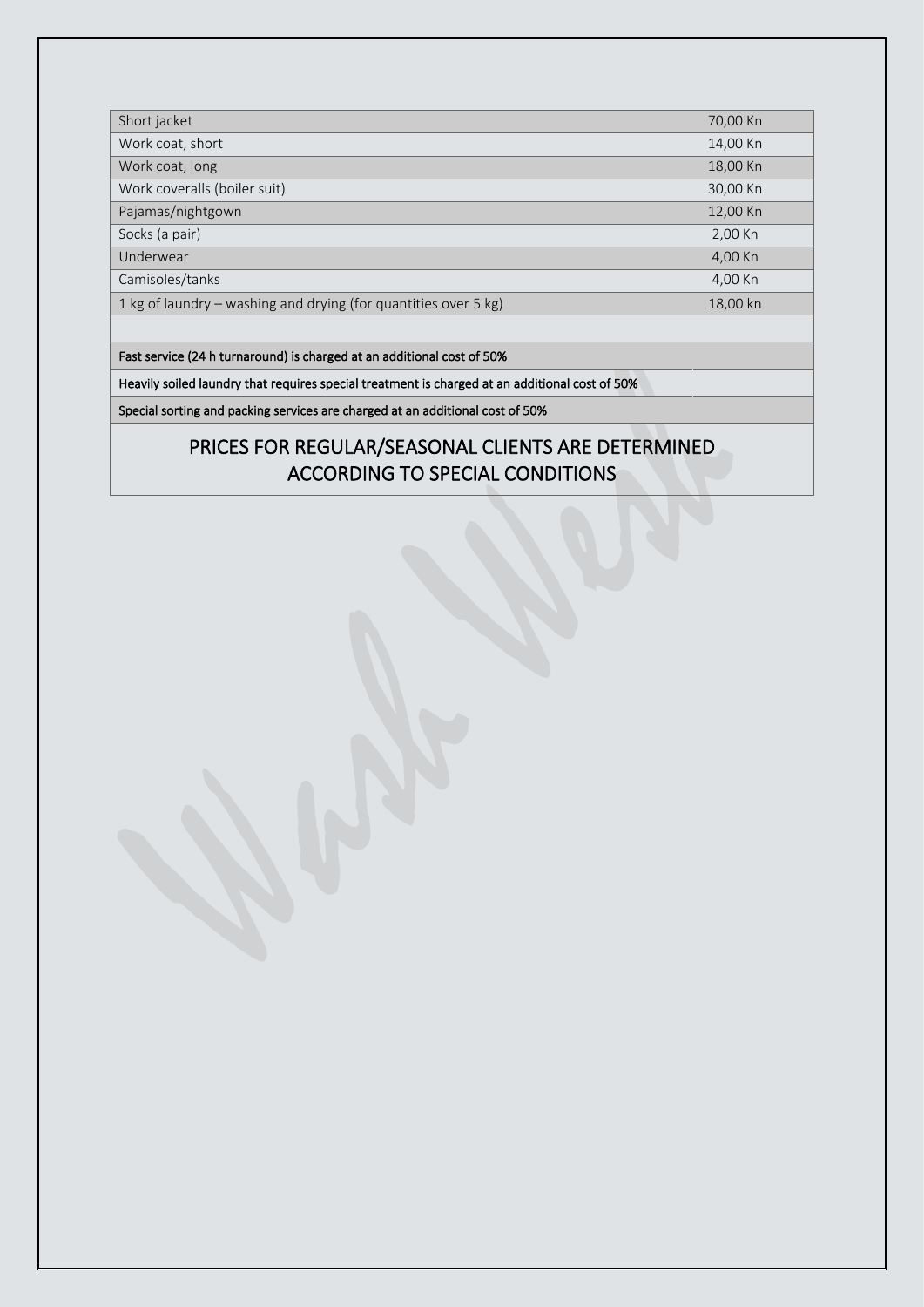| | |
|---|---|
| Short jacket | 70,00 Kn |
| Work coat, short | 14,00 Kn |
| Work coat, long | 18,00 Kn |
| Work coveralls (boiler suit) | 30,00 Kn |
| Pajamas/nightgown | 12,00 Kn |
| Socks (a pair) | 2,00 Kn |
| Underwear | 4,00 Kn |
| Camisoles/tanks | 4,00 Kn |
| 1 kg of laundry – washing and drying (for quantities over 5 kg) | 18,00 kn |

**Fast service (24 h turnaround) is charged at an additional cost of 50%**

**Heavily soiled laundry that requires special treatment is charged at an additional cost of 50%**

**Special sorting and packing services are charged at an additional cost of 50%**

## PRICES FOR REGULAR/SEASONAL CLIENTS ARE DETERMINED ACCORDING TO SPECIAL CONDITIONS